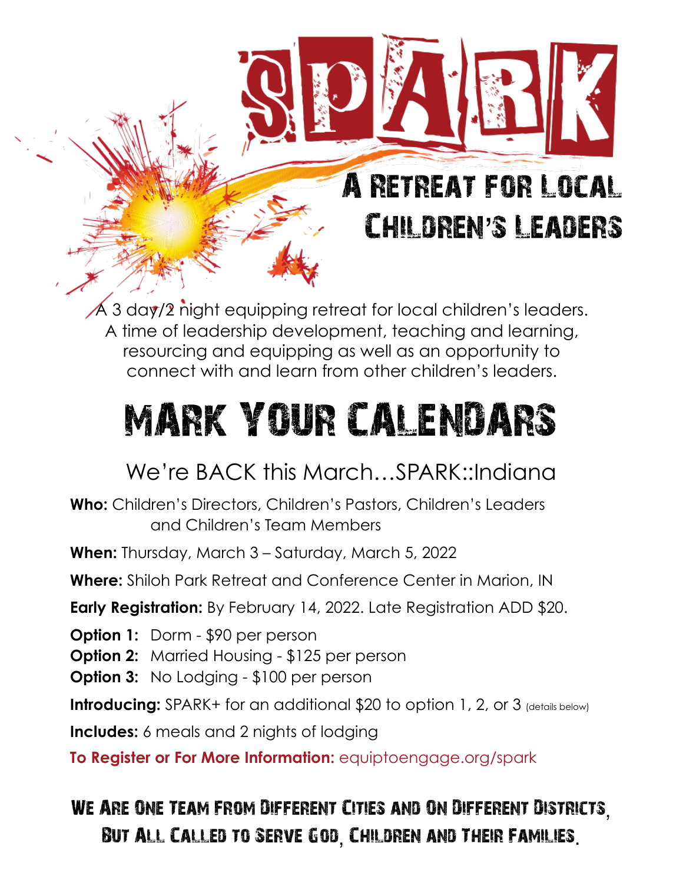# SPARK

## A Retreat for Local Children's Leaders

A 3 day/2 night equipping retreat for local children's leaders. A time of leadership development, teaching and learning, resourcing and equipping as well as an opportunity to connect with and learn from other children's leaders.

# MARK YOUR CALENDARS

We're BACK this March…SPARK::Indiana

**Who:** Children's Directors, Children's Pastors, Children's Leaders and Children's Team Members

**When:** Thursday, March 3 – Saturday, March 5, 2022

**Where:** Shiloh Park Retreat and Conference Center in Marion, IN

**Early Registration:** By February 14, 2022. Late Registration ADD $20.

**Option 1:** Dorm - $90 per person
**Option 2:** Married Housing - $125 per person
**Option 3:** No Lodging - $100 per person

**Introducing:** SPARK+ for an additional $20 to option 1, 2, or 3 (details below)

**Includes:** 6 meals and 2 nights of lodging

**To Register or For More Information:** equiptoengage.org/spark

**We Are One Team From Different Cities and On Different Districts, But All Called to Serve God, Children and Their Families.**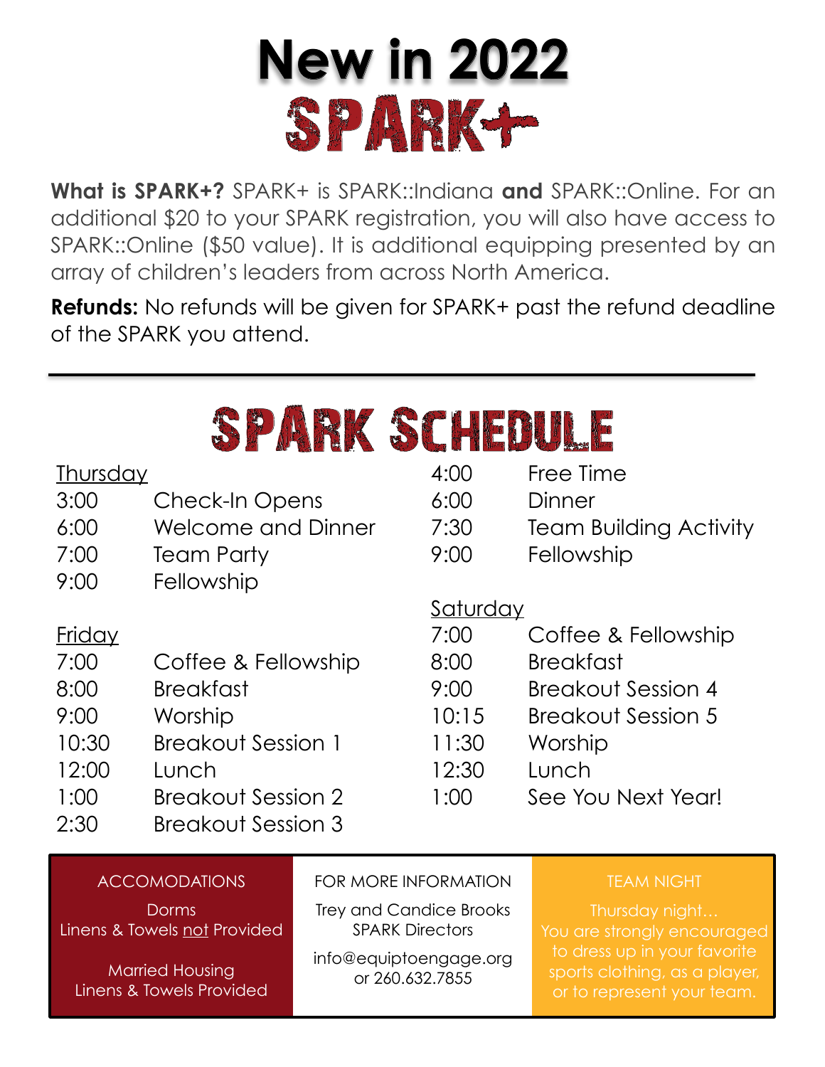# New in 2022
# SPARK+

**What is SPARK+?** SPARK+ is SPARK::Indiana **and** SPARK::Online. For an additional $20 to your SPARK registration, you will also have access to SPARK::Online ($50 value). It is additional equipping presented by an array of children's leaders from across North America.

**Refunds:** No refunds will be given for SPARK+ past the refund deadline of the SPARK you attend.

---

## SPARK SCHEDULE

### Thursday

| | |
|---|---|
| 3:00 | Check-In Opens |
| 6:00 | Welcome and Dinner |
| 7:00 | Team Party |
| 9:00 | Fellowship |

### Friday

| | |
|---|---|
| 7:00 | Coffee & Fellowship |
| 8:00 | Breakfast |
| 9:00 | Worship |
| 10:30 | Breakout Session 1 |
| 12:00 | Lunch |
| 1:00 | Breakout Session 2 |
| 2:30 | Breakout Session 3 |
| 4:00 | Free Time |
| 6:00 | Dinner |
| 7:30 | Team Building Activity |
| 9:00 | Fellowship |

### Saturday

| | |
|---|---|
| 7:00 | Coffee & Fellowship |
| 8:00 | Breakfast |
| 9:00 | Breakout Session 4 |
| 10:15 | Breakout Session 5 |
| 11:30 | Worship |
| 12:30 | Lunch |
| 1:00 | See You Next Year! |

### ACCOMODATIONS

Dorms
Linens & Towels not Provided

Married Housing
Linens & Towels Provided

### FOR MORE INFORMATION

Trey and Candice Brooks
SPARK Directors

info@equiptoengage.org
or 260.632.7855

### TEAM NIGHT

Thursday night...
You are strongly encouraged to dress up in your favorite sports clothing, as a player, or to represent your team.